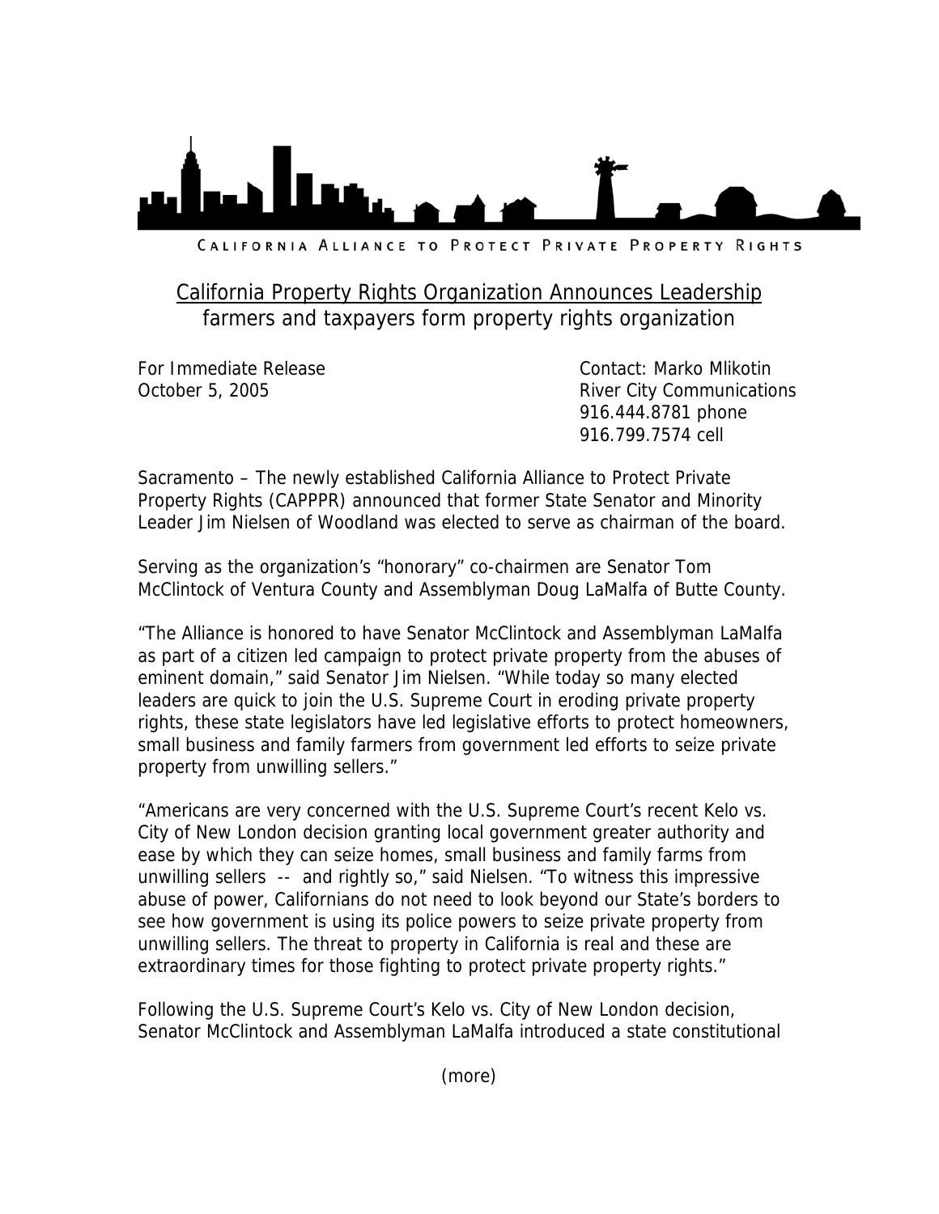CALIFORNIA ALLIANCE TO PROTECT PRIVATE PROPERTY RIGHTS

# California Property Rights Organization Announces Leadership

## farmers and taxpayers form property rights organization

For Immediate Release
October 5, 2005

Contact: Marko Mlikotin
River City Communications
916.444.8781 phone
916.799.7574 cell

Sacramento – The newly established California Alliance to Protect Private Property Rights (CAPPPR) announced that former State Senator and Minority Leader Jim Nielsen of Woodland was elected to serve as chairman of the board.

Serving as the organization's "honorary" co-chairmen are Senator Tom McClintock of Ventura County and Assemblyman Doug LaMalfa of Butte County.

"The Alliance is honored to have Senator McClintock and Assemblyman LaMalfa as part of a citizen led campaign to protect private property from the abuses of eminent domain," said Senator Jim Nielsen. "While today so many elected leaders are quick to join the U.S. Supreme Court in eroding private property rights, these state legislators have led legislative efforts to protect homeowners, small business and family farmers from government led efforts to seize private property from unwilling sellers."

"Americans are very concerned with the U.S. Supreme Court's recent Kelo vs. City of New London decision granting local government greater authority and ease by which they can seize homes, small business and family farms from unwilling sellers -- and rightly so," said Nielsen. "To witness this impressive abuse of power, Californians do not need to look beyond our State's borders to see how government is using its police powers to seize private property from unwilling sellers. The threat to property in California is real and these are extraordinary times for those fighting to protect private property rights."

Following the U.S. Supreme Court's Kelo vs. City of New London decision, Senator McClintock and Assemblyman LaMalfa introduced a state constitutional

(more)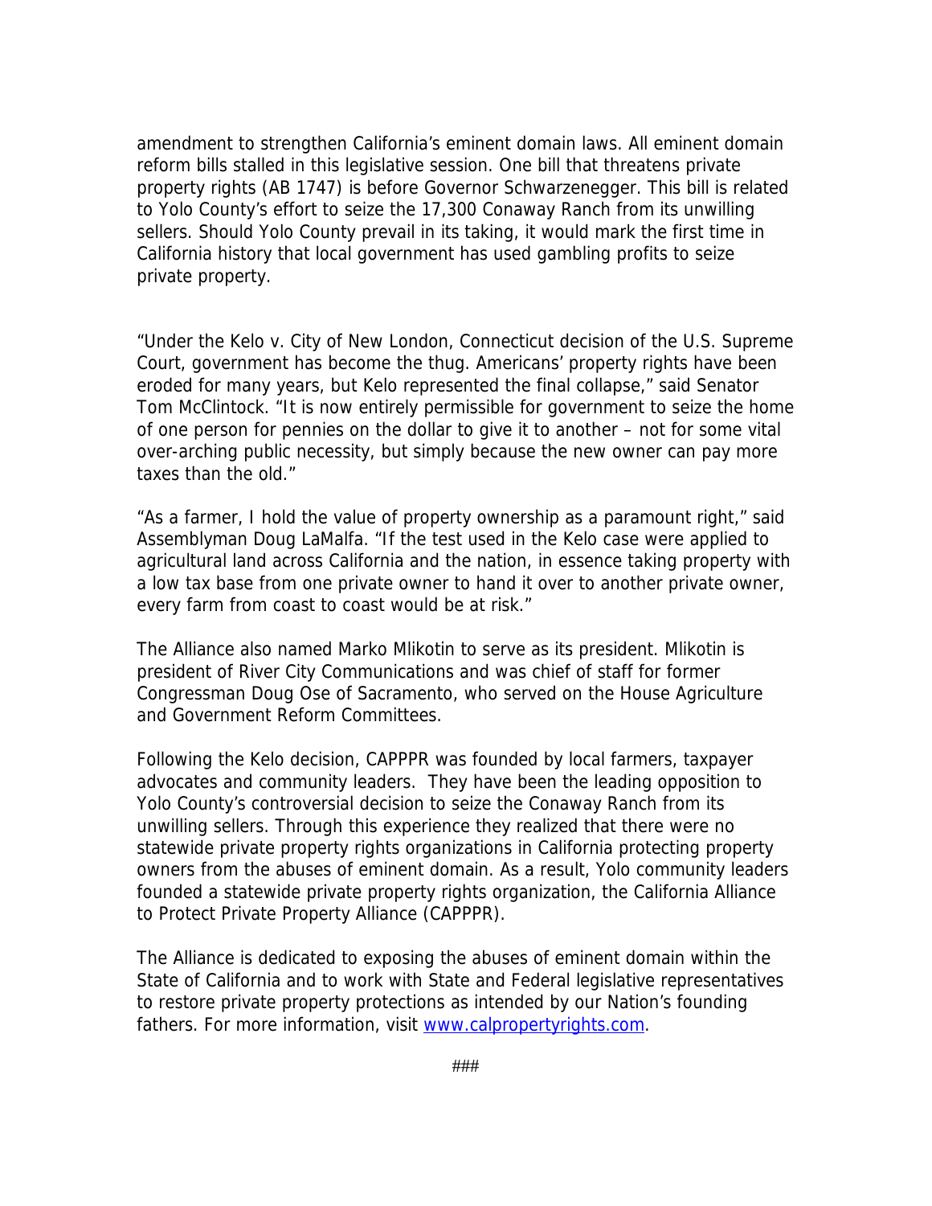amendment to strengthen California's eminent domain laws. All eminent domain reform bills stalled in this legislative session. One bill that threatens private property rights (AB 1747) is before Governor Schwarzenegger. This bill is related to Yolo County's effort to seize the 17,300 Conaway Ranch from its unwilling sellers. Should Yolo County prevail in its taking, it would mark the first time in California history that local government has used gambling profits to seize private property.

"Under the Kelo v. City of New London, Connecticut decision of the U.S. Supreme Court, government has become the thug. Americans' property rights have been eroded for many years, but Kelo represented the final collapse," said Senator Tom McClintock. "It is now entirely permissible for government to seize the home of one person for pennies on the dollar to give it to another – not for some vital over-arching public necessity, but simply because the new owner can pay more taxes than the old."

"As a farmer, I hold the value of property ownership as a paramount right," said Assemblyman Doug LaMalfa. "If the test used in the Kelo case were applied to agricultural land across California and the nation, in essence taking property with a low tax base from one private owner to hand it over to another private owner, every farm from coast to coast would be at risk."

The Alliance also named Marko Mlikotin to serve as its president. Mlikotin is president of River City Communications and was chief of staff for former Congressman Doug Ose of Sacramento, who served on the House Agriculture and Government Reform Committees.

Following the Kelo decision, CAPPPR was founded by local farmers, taxpayer advocates and community leaders. They have been the leading opposition to Yolo County's controversial decision to seize the Conaway Ranch from its unwilling sellers. Through this experience they realized that there were no statewide private property rights organizations in California protecting property owners from the abuses of eminent domain. As a result, Yolo community leaders founded a statewide private property rights organization, the California Alliance to Protect Private Property Alliance (CAPPPR).

The Alliance is dedicated to exposing the abuses of eminent domain within the State of California and to work with State and Federal legislative representatives to restore private property protections as intended by our Nation's founding fathers. For more information, visit [www.calpropertyrights.com](http://www.calpropertyrights.com).

###